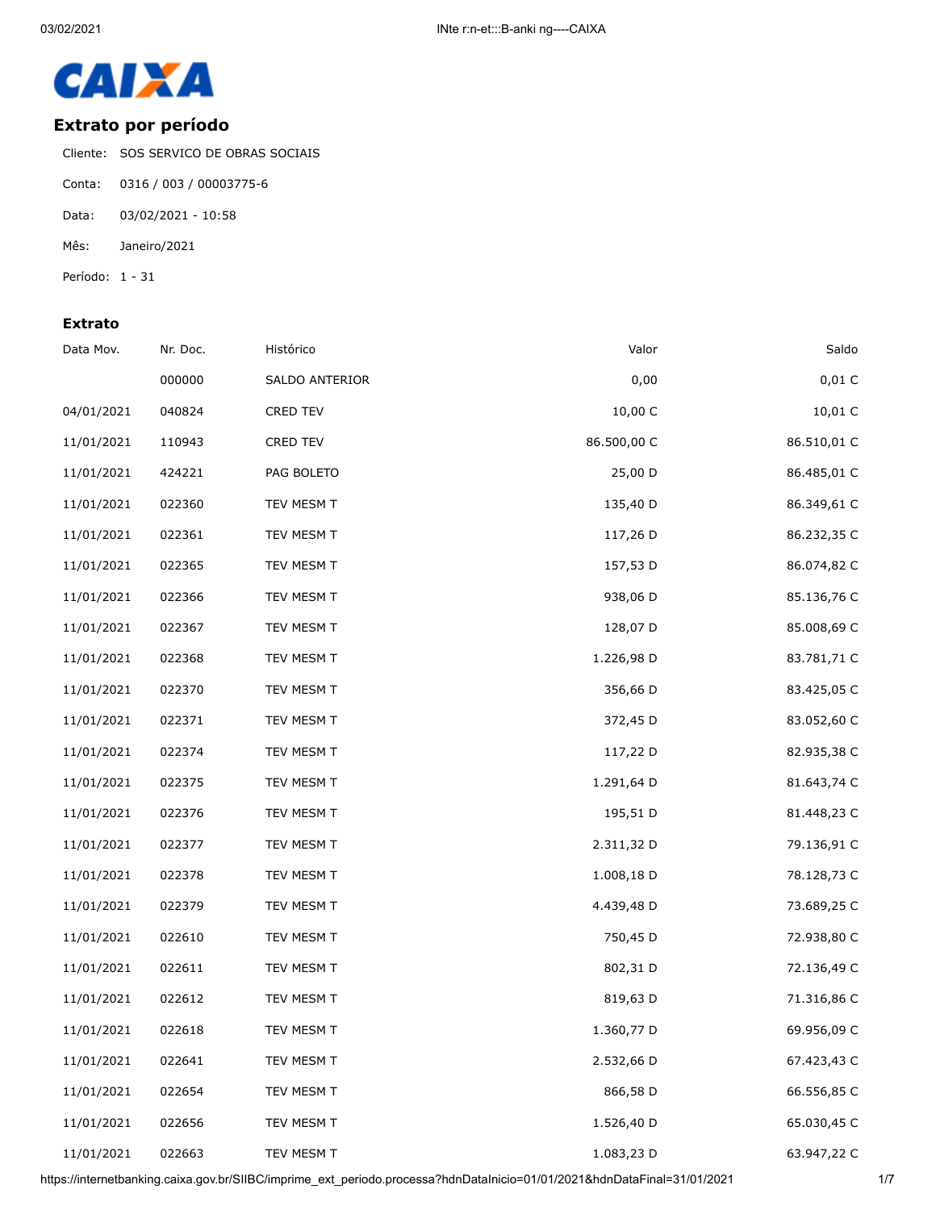CAIXA

## Extrato por período

Cliente: SOS SERVICO DE OBRAS SOCIAIS

Conta: 0316 / 003 / 00003775-6

Data: 03/02/2021 - 10:58

Mês: Janeiro/2021

Período: 1 - 31

### Extrato

| Data Mov. | Nr. Doc. | Histórico | Valor | Saldo |
|---|---|---|---|---|
| | 000000 | SALDO ANTERIOR | 0,00 | 0,01 C |
| 04/01/2021 | 040824 | CRED TEV | 10,00 C | 10,01 C |
| 11/01/2021 | 110943 | CRED TEV | 86.500,00 C | 86.510,01 C |
| 11/01/2021 | 424221 | PAG BOLETO | 25,00 D | 86.485,01 C |
| 11/01/2021 | 022360 | TEV MESM T | 135,40 D | 86.349,61 C |
| 11/01/2021 | 022361 | TEV MESM T | 117,26 D | 86.232,35 C |
| 11/01/2021 | 022365 | TEV MESM T | 157,53 D | 86.074,82 C |
| 11/01/2021 | 022366 | TEV MESM T | 938,06 D | 85.136,76 C |
| 11/01/2021 | 022367 | TEV MESM T | 128,07 D | 85.008,69 C |
| 11/01/2021 | 022368 | TEV MESM T | 1.226,98 D | 83.781,71 C |
| 11/01/2021 | 022370 | TEV MESM T | 356,66 D | 83.425,05 C |
| 11/01/2021 | 022371 | TEV MESM T | 372,45 D | 83.052,60 C |
| 11/01/2021 | 022374 | TEV MESM T | 117,22 D | 82.935,38 C |
| 11/01/2021 | 022375 | TEV MESM T | 1.291,64 D | 81.643,74 C |
| 11/01/2021 | 022376 | TEV MESM T | 195,51 D | 81.448,23 C |
| 11/01/2021 | 022377 | TEV MESM T | 2.311,32 D | 79.136,91 C |
| 11/01/2021 | 022378 | TEV MESM T | 1.008,18 D | 78.128,73 C |
| 11/01/2021 | 022379 | TEV MESM T | 4.439,48 D | 73.689,25 C |
| 11/01/2021 | 022610 | TEV MESM T | 750,45 D | 72.938,80 C |
| 11/01/2021 | 022611 | TEV MESM T | 802,31 D | 72.136,49 C |
| 11/01/2021 | 022612 | TEV MESM T | 819,63 D | 71.316,86 C |
| 11/01/2021 | 022618 | TEV MESM T | 1.360,77 D | 69.956,09 C |
| 11/01/2021 | 022641 | TEV MESM T | 2.532,66 D | 67.423,43 C |
| 11/01/2021 | 022654 | TEV MESM T | 866,58 D | 66.556,85 C |
| 11/01/2021 | 022656 | TEV MESM T | 1.526,40 D | 65.030,45 C |
| 11/01/2021 | 022663 | TEV MESM T | 1.083,23 D | 63.947,22 C |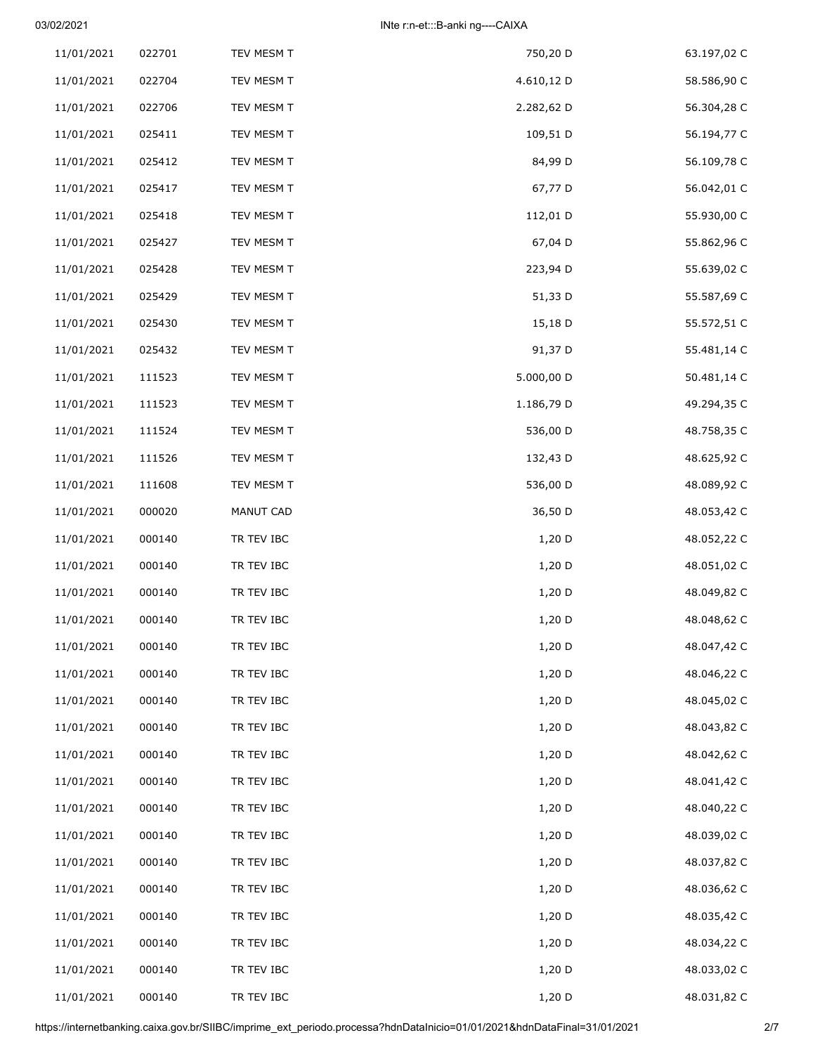| | | | | |
|---|---|---|---|---|
| 11/01/2021 | 022701 | TEV MESM T | 750,20 D | 63.197,02 C |
| 11/01/2021 | 022704 | TEV MESM T | 4.610,12 D | 58.586,90 C |
| 11/01/2021 | 022706 | TEV MESM T | 2.282,62 D | 56.304,28 C |
| 11/01/2021 | 025411 | TEV MESM T | 109,51 D | 56.194,77 C |
| 11/01/2021 | 025412 | TEV MESM T | 84,99 D | 56.109,78 C |
| 11/01/2021 | 025417 | TEV MESM T | 67,77 D | 56.042,01 C |
| 11/01/2021 | 025418 | TEV MESM T | 112,01 D | 55.930,00 C |
| 11/01/2021 | 025427 | TEV MESM T | 67,04 D | 55.862,96 C |
| 11/01/2021 | 025428 | TEV MESM T | 223,94 D | 55.639,02 C |
| 11/01/2021 | 025429 | TEV MESM T | 51,33 D | 55.587,69 C |
| 11/01/2021 | 025430 | TEV MESM T | 15,18 D | 55.572,51 C |
| 11/01/2021 | 025432 | TEV MESM T | 91,37 D | 55.481,14 C |
| 11/01/2021 | 111523 | TEV MESM T | 5.000,00 D | 50.481,14 C |
| 11/01/2021 | 111523 | TEV MESM T | 1.186,79 D | 49.294,35 C |
| 11/01/2021 | 111524 | TEV MESM T | 536,00 D | 48.758,35 C |
| 11/01/2021 | 111526 | TEV MESM T | 132,43 D | 48.625,92 C |
| 11/01/2021 | 111608 | TEV MESM T | 536,00 D | 48.089,92 C |
| 11/01/2021 | 000020 | MANUT CAD | 36,50 D | 48.053,42 C |
| 11/01/2021 | 000140 | TR TEV IBC | 1,20 D | 48.052,22 C |
| 11/01/2021 | 000140 | TR TEV IBC | 1,20 D | 48.051,02 C |
| 11/01/2021 | 000140 | TR TEV IBC | 1,20 D | 48.049,82 C |
| 11/01/2021 | 000140 | TR TEV IBC | 1,20 D | 48.048,62 C |
| 11/01/2021 | 000140 | TR TEV IBC | 1,20 D | 48.047,42 C |
| 11/01/2021 | 000140 | TR TEV IBC | 1,20 D | 48.046,22 C |
| 11/01/2021 | 000140 | TR TEV IBC | 1,20 D | 48.045,02 C |
| 11/01/2021 | 000140 | TR TEV IBC | 1,20 D | 48.043,82 C |
| 11/01/2021 | 000140 | TR TEV IBC | 1,20 D | 48.042,62 C |
| 11/01/2021 | 000140 | TR TEV IBC | 1,20 D | 48.041,42 C |
| 11/01/2021 | 000140 | TR TEV IBC | 1,20 D | 48.040,22 C |
| 11/01/2021 | 000140 | TR TEV IBC | 1,20 D | 48.039,02 C |
| 11/01/2021 | 000140 | TR TEV IBC | 1,20 D | 48.037,82 C |
| 11/01/2021 | 000140 | TR TEV IBC | 1,20 D | 48.036,62 C |
| 11/01/2021 | 000140 | TR TEV IBC | 1,20 D | 48.035,42 C |
| 11/01/2021 | 000140 | TR TEV IBC | 1,20 D | 48.034,22 C |
| 11/01/2021 | 000140 | TR TEV IBC | 1,20 D | 48.033,02 C |
| 11/01/2021 | 000140 | TR TEV IBC | 1,20 D | 48.031,82 C |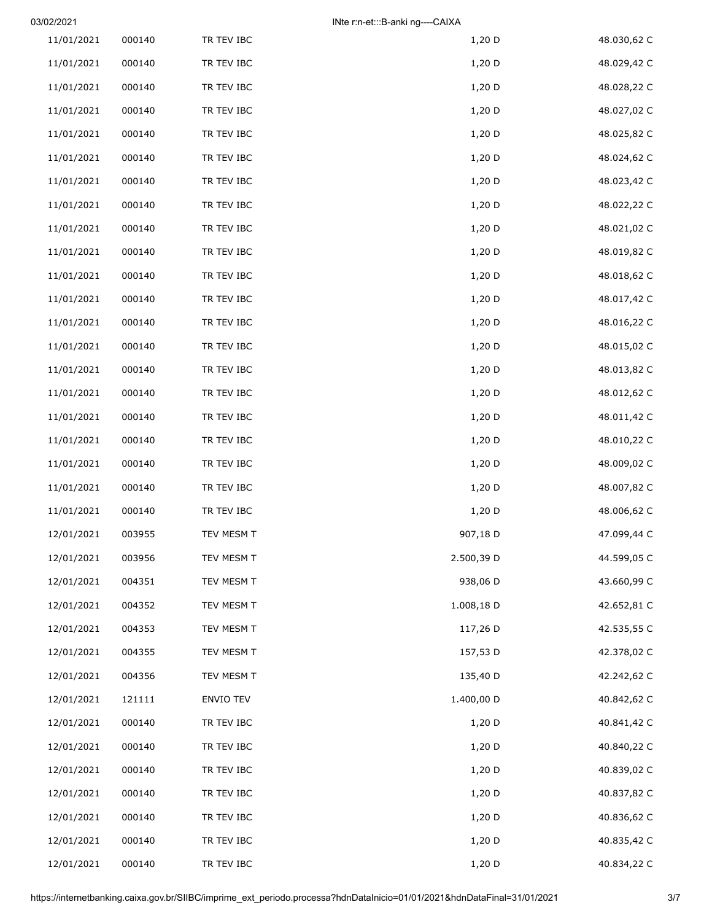| | | | | |
|---|---|---|---|---|
| 11/01/2021 | 000140 | TR TEV IBC | 1,20 D | 48.030,62 C |
| 11/01/2021 | 000140 | TR TEV IBC | 1,20 D | 48.029,42 C |
| 11/01/2021 | 000140 | TR TEV IBC | 1,20 D | 48.028,22 C |
| 11/01/2021 | 000140 | TR TEV IBC | 1,20 D | 48.027,02 C |
| 11/01/2021 | 000140 | TR TEV IBC | 1,20 D | 48.025,82 C |
| 11/01/2021 | 000140 | TR TEV IBC | 1,20 D | 48.024,62 C |
| 11/01/2021 | 000140 | TR TEV IBC | 1,20 D | 48.023,42 C |
| 11/01/2021 | 000140 | TR TEV IBC | 1,20 D | 48.022,22 C |
| 11/01/2021 | 000140 | TR TEV IBC | 1,20 D | 48.021,02 C |
| 11/01/2021 | 000140 | TR TEV IBC | 1,20 D | 48.019,82 C |
| 11/01/2021 | 000140 | TR TEV IBC | 1,20 D | 48.018,62 C |
| 11/01/2021 | 000140 | TR TEV IBC | 1,20 D | 48.017,42 C |
| 11/01/2021 | 000140 | TR TEV IBC | 1,20 D | 48.016,22 C |
| 11/01/2021 | 000140 | TR TEV IBC | 1,20 D | 48.015,02 C |
| 11/01/2021 | 000140 | TR TEV IBC | 1,20 D | 48.013,82 C |
| 11/01/2021 | 000140 | TR TEV IBC | 1,20 D | 48.012,62 C |
| 11/01/2021 | 000140 | TR TEV IBC | 1,20 D | 48.011,42 C |
| 11/01/2021 | 000140 | TR TEV IBC | 1,20 D | 48.010,22 C |
| 11/01/2021 | 000140 | TR TEV IBC | 1,20 D | 48.009,02 C |
| 11/01/2021 | 000140 | TR TEV IBC | 1,20 D | 48.007,82 C |
| 11/01/2021 | 000140 | TR TEV IBC | 1,20 D | 48.006,62 C |
| 12/01/2021 | 003955 | TEV MESM T | 907,18 D | 47.099,44 C |
| 12/01/2021 | 003956 | TEV MESM T | 2.500,39 D | 44.599,05 C |
| 12/01/2021 | 004351 | TEV MESM T | 938,06 D | 43.660,99 C |
| 12/01/2021 | 004352 | TEV MESM T | 1.008,18 D | 42.652,81 C |
| 12/01/2021 | 004353 | TEV MESM T | 117,26 D | 42.535,55 C |
| 12/01/2021 | 004355 | TEV MESM T | 157,53 D | 42.378,02 C |
| 12/01/2021 | 004356 | TEV MESM T | 135,40 D | 42.242,62 C |
| 12/01/2021 | 121111 | ENVIO TEV | 1.400,00 D | 40.842,62 C |
| 12/01/2021 | 000140 | TR TEV IBC | 1,20 D | 40.841,42 C |
| 12/01/2021 | 000140 | TR TEV IBC | 1,20 D | 40.840,22 C |
| 12/01/2021 | 000140 | TR TEV IBC | 1,20 D | 40.839,02 C |
| 12/01/2021 | 000140 | TR TEV IBC | 1,20 D | 40.837,82 C |
| 12/01/2021 | 000140 | TR TEV IBC | 1,20 D | 40.836,62 C |
| 12/01/2021 | 000140 | TR TEV IBC | 1,20 D | 40.835,42 C |
| 12/01/2021 | 000140 | TR TEV IBC | 1,20 D | 40.834,22 C |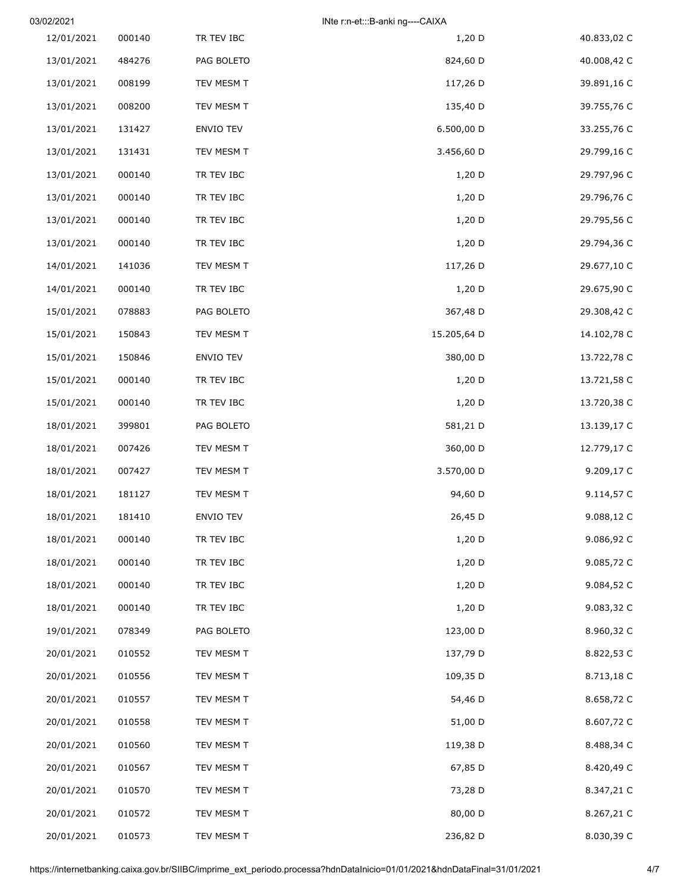| | | | | |
|---|---|---|---|---|
| 12/01/2021 | 000140 | TR TEV IBC | 1,20 D | 40.833,02 C |
| 13/01/2021 | 484276 | PAG BOLETO | 824,60 D | 40.008,42 C |
| 13/01/2021 | 008199 | TEV MESM T | 117,26 D | 39.891,16 C |
| 13/01/2021 | 008200 | TEV MESM T | 135,40 D | 39.755,76 C |
| 13/01/2021 | 131427 | ENVIO TEV | 6.500,00 D | 33.255,76 C |
| 13/01/2021 | 131431 | TEV MESM T | 3.456,60 D | 29.799,16 C |
| 13/01/2021 | 000140 | TR TEV IBC | 1,20 D | 29.797,96 C |
| 13/01/2021 | 000140 | TR TEV IBC | 1,20 D | 29.796,76 C |
| 13/01/2021 | 000140 | TR TEV IBC | 1,20 D | 29.795,56 C |
| 13/01/2021 | 000140 | TR TEV IBC | 1,20 D | 29.794,36 C |
| 14/01/2021 | 141036 | TEV MESM T | 117,26 D | 29.677,10 C |
| 14/01/2021 | 000140 | TR TEV IBC | 1,20 D | 29.675,90 C |
| 15/01/2021 | 078883 | PAG BOLETO | 367,48 D | 29.308,42 C |
| 15/01/2021 | 150843 | TEV MESM T | 15.205,64 D | 14.102,78 C |
| 15/01/2021 | 150846 | ENVIO TEV | 380,00 D | 13.722,78 C |
| 15/01/2021 | 000140 | TR TEV IBC | 1,20 D | 13.721,58 C |
| 15/01/2021 | 000140 | TR TEV IBC | 1,20 D | 13.720,38 C |
| 18/01/2021 | 399801 | PAG BOLETO | 581,21 D | 13.139,17 C |
| 18/01/2021 | 007426 | TEV MESM T | 360,00 D | 12.779,17 C |
| 18/01/2021 | 007427 | TEV MESM T | 3.570,00 D | 9.209,17 C |
| 18/01/2021 | 181127 | TEV MESM T | 94,60 D | 9.114,57 C |
| 18/01/2021 | 181410 | ENVIO TEV | 26,45 D | 9.088,12 C |
| 18/01/2021 | 000140 | TR TEV IBC | 1,20 D | 9.086,92 C |
| 18/01/2021 | 000140 | TR TEV IBC | 1,20 D | 9.085,72 C |
| 18/01/2021 | 000140 | TR TEV IBC | 1,20 D | 9.084,52 C |
| 18/01/2021 | 000140 | TR TEV IBC | 1,20 D | 9.083,32 C |
| 19/01/2021 | 078349 | PAG BOLETO | 123,00 D | 8.960,32 C |
| 20/01/2021 | 010552 | TEV MESM T | 137,79 D | 8.822,53 C |
| 20/01/2021 | 010556 | TEV MESM T | 109,35 D | 8.713,18 C |
| 20/01/2021 | 010557 | TEV MESM T | 54,46 D | 8.658,72 C |
| 20/01/2021 | 010558 | TEV MESM T | 51,00 D | 8.607,72 C |
| 20/01/2021 | 010560 | TEV MESM T | 119,38 D | 8.488,34 C |
| 20/01/2021 | 010567 | TEV MESM T | 67,85 D | 8.420,49 C |
| 20/01/2021 | 010570 | TEV MESM T | 73,28 D | 8.347,21 C |
| 20/01/2021 | 010572 | TEV MESM T | 80,00 D | 8.267,21 C |
| 20/01/2021 | 010573 | TEV MESM T | 236,82 D | 8.030,39 C |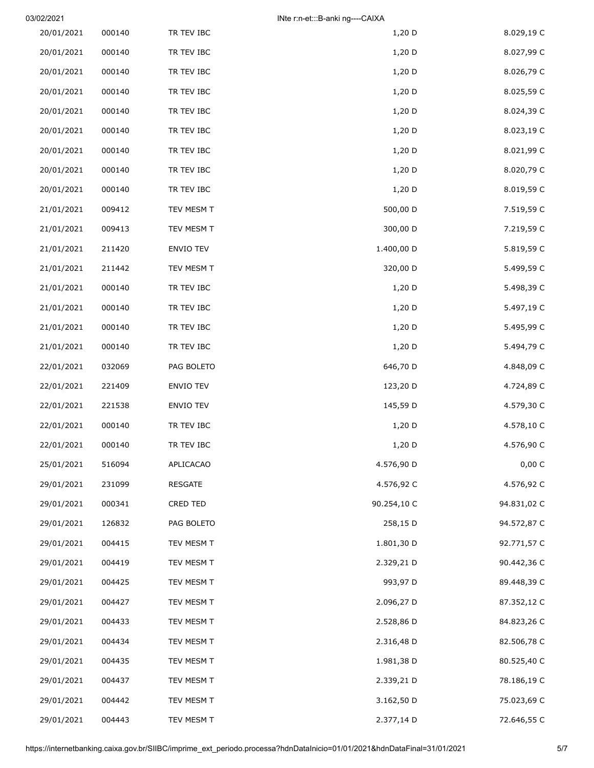| | | | | |
|---|---|---|---|---|
| 20/01/2021 | 000140 | TR TEV IBC | 1,20 D | 8.029,19 C |
| 20/01/2021 | 000140 | TR TEV IBC | 1,20 D | 8.027,99 C |
| 20/01/2021 | 000140 | TR TEV IBC | 1,20 D | 8.026,79 C |
| 20/01/2021 | 000140 | TR TEV IBC | 1,20 D | 8.025,59 C |
| 20/01/2021 | 000140 | TR TEV IBC | 1,20 D | 8.024,39 C |
| 20/01/2021 | 000140 | TR TEV IBC | 1,20 D | 8.023,19 C |
| 20/01/2021 | 000140 | TR TEV IBC | 1,20 D | 8.021,99 C |
| 20/01/2021 | 000140 | TR TEV IBC | 1,20 D | 8.020,79 C |
| 20/01/2021 | 000140 | TR TEV IBC | 1,20 D | 8.019,59 C |
| 21/01/2021 | 009412 | TEV MESM T | 500,00 D | 7.519,59 C |
| 21/01/2021 | 009413 | TEV MESM T | 300,00 D | 7.219,59 C |
| 21/01/2021 | 211420 | ENVIO TEV | 1.400,00 D | 5.819,59 C |
| 21/01/2021 | 211442 | TEV MESM T | 320,00 D | 5.499,59 C |
| 21/01/2021 | 000140 | TR TEV IBC | 1,20 D | 5.498,39 C |
| 21/01/2021 | 000140 | TR TEV IBC | 1,20 D | 5.497,19 C |
| 21/01/2021 | 000140 | TR TEV IBC | 1,20 D | 5.495,99 C |
| 21/01/2021 | 000140 | TR TEV IBC | 1,20 D | 5.494,79 C |
| 22/01/2021 | 032069 | PAG BOLETO | 646,70 D | 4.848,09 C |
| 22/01/2021 | 221409 | ENVIO TEV | 123,20 D | 4.724,89 C |
| 22/01/2021 | 221538 | ENVIO TEV | 145,59 D | 4.579,30 C |
| 22/01/2021 | 000140 | TR TEV IBC | 1,20 D | 4.578,10 C |
| 22/01/2021 | 000140 | TR TEV IBC | 1,20 D | 4.576,90 C |
| 25/01/2021 | 516094 | APLICACAO | 4.576,90 D | 0,00 C |
| 29/01/2021 | 231099 | RESGATE | 4.576,92 C | 4.576,92 C |
| 29/01/2021 | 000341 | CRED TED | 90.254,10 C | 94.831,02 C |
| 29/01/2021 | 126832 | PAG BOLETO | 258,15 D | 94.572,87 C |
| 29/01/2021 | 004415 | TEV MESM T | 1.801,30 D | 92.771,57 C |
| 29/01/2021 | 004419 | TEV MESM T | 2.329,21 D | 90.442,36 C |
| 29/01/2021 | 004425 | TEV MESM T | 993,97 D | 89.448,39 C |
| 29/01/2021 | 004427 | TEV MESM T | 2.096,27 D | 87.352,12 C |
| 29/01/2021 | 004433 | TEV MESM T | 2.528,86 D | 84.823,26 C |
| 29/01/2021 | 004434 | TEV MESM T | 2.316,48 D | 82.506,78 C |
| 29/01/2021 | 004435 | TEV MESM T | 1.981,38 D | 80.525,40 C |
| 29/01/2021 | 004437 | TEV MESM T | 2.339,21 D | 78.186,19 C |
| 29/01/2021 | 004442 | TEV MESM T | 3.162,50 D | 75.023,69 C |
| 29/01/2021 | 004443 | TEV MESM T | 2.377,14 D | 72.646,55 C |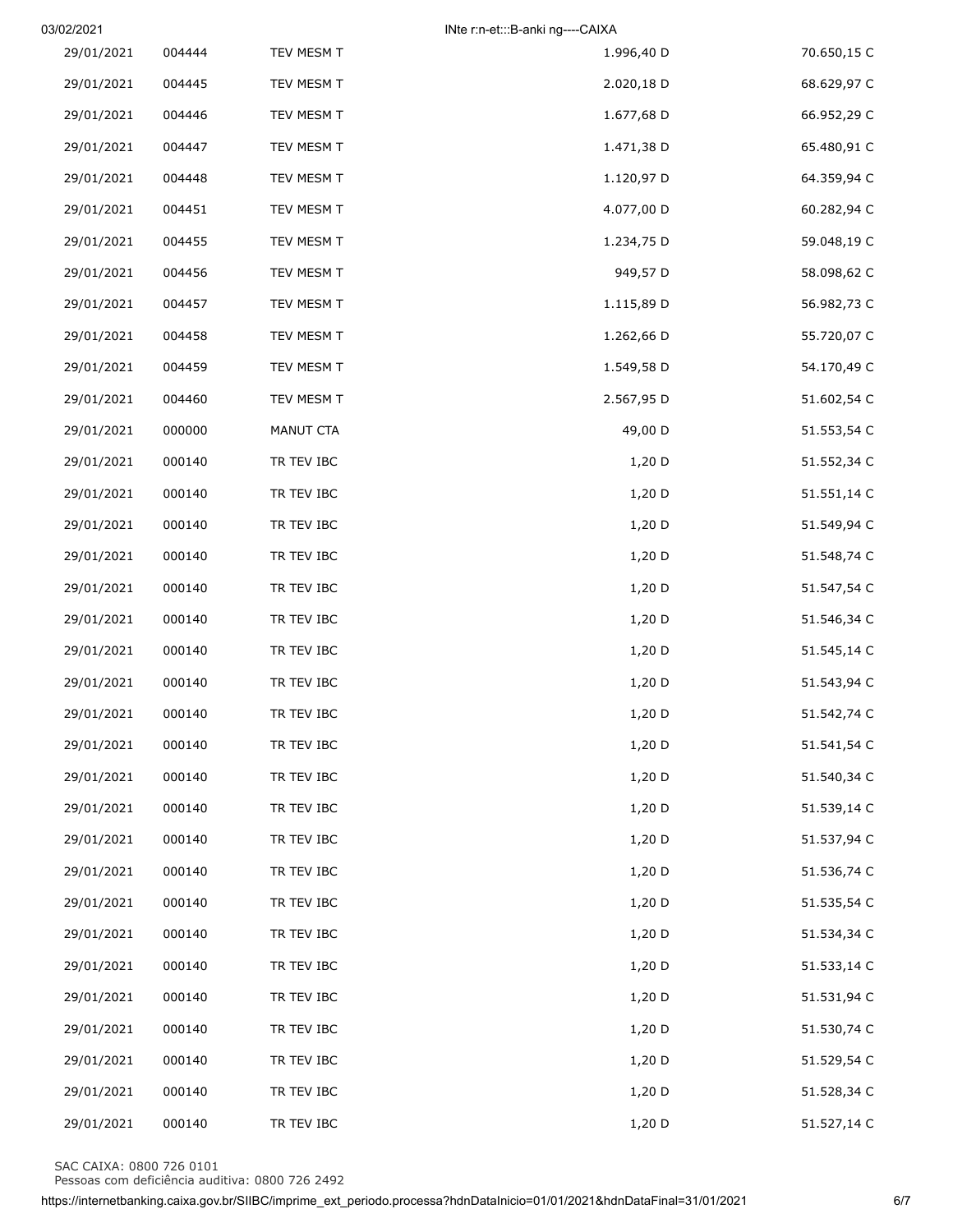| | | | | |
|---|---|---|---|---|
| 29/01/2021 | 004444 | TEV MESM T | 1.996,40 D | 70.650,15 C |
| 29/01/2021 | 004445 | TEV MESM T | 2.020,18 D | 68.629,97 C |
| 29/01/2021 | 004446 | TEV MESM T | 1.677,68 D | 66.952,29 C |
| 29/01/2021 | 004447 | TEV MESM T | 1.471,38 D | 65.480,91 C |
| 29/01/2021 | 004448 | TEV MESM T | 1.120,97 D | 64.359,94 C |
| 29/01/2021 | 004451 | TEV MESM T | 4.077,00 D | 60.282,94 C |
| 29/01/2021 | 004455 | TEV MESM T | 1.234,75 D | 59.048,19 C |
| 29/01/2021 | 004456 | TEV MESM T | 949,57 D | 58.098,62 C |
| 29/01/2021 | 004457 | TEV MESM T | 1.115,89 D | 56.982,73 C |
| 29/01/2021 | 004458 | TEV MESM T | 1.262,66 D | 55.720,07 C |
| 29/01/2021 | 004459 | TEV MESM T | 1.549,58 D | 54.170,49 C |
| 29/01/2021 | 004460 | TEV MESM T | 2.567,95 D | 51.602,54 C |
| 29/01/2021 | 000000 | MANUT CTA | 49,00 D | 51.553,54 C |
| 29/01/2021 | 000140 | TR TEV IBC | 1,20 D | 51.552,34 C |
| 29/01/2021 | 000140 | TR TEV IBC | 1,20 D | 51.551,14 C |
| 29/01/2021 | 000140 | TR TEV IBC | 1,20 D | 51.549,94 C |
| 29/01/2021 | 000140 | TR TEV IBC | 1,20 D | 51.548,74 C |
| 29/01/2021 | 000140 | TR TEV IBC | 1,20 D | 51.547,54 C |
| 29/01/2021 | 000140 | TR TEV IBC | 1,20 D | 51.546,34 C |
| 29/01/2021 | 000140 | TR TEV IBC | 1,20 D | 51.545,14 C |
| 29/01/2021 | 000140 | TR TEV IBC | 1,20 D | 51.543,94 C |
| 29/01/2021 | 000140 | TR TEV IBC | 1,20 D | 51.542,74 C |
| 29/01/2021 | 000140 | TR TEV IBC | 1,20 D | 51.541,54 C |
| 29/01/2021 | 000140 | TR TEV IBC | 1,20 D | 51.540,34 C |
| 29/01/2021 | 000140 | TR TEV IBC | 1,20 D | 51.539,14 C |
| 29/01/2021 | 000140 | TR TEV IBC | 1,20 D | 51.537,94 C |
| 29/01/2021 | 000140 | TR TEV IBC | 1,20 D | 51.536,74 C |
| 29/01/2021 | 000140 | TR TEV IBC | 1,20 D | 51.535,54 C |
| 29/01/2021 | 000140 | TR TEV IBC | 1,20 D | 51.534,34 C |
| 29/01/2021 | 000140 | TR TEV IBC | 1,20 D | 51.533,14 C |
| 29/01/2021 | 000140 | TR TEV IBC | 1,20 D | 51.531,94 C |
| 29/01/2021 | 000140 | TR TEV IBC | 1,20 D | 51.530,74 C |
| 29/01/2021 | 000140 | TR TEV IBC | 1,20 D | 51.529,54 C |
| 29/01/2021 | 000140 | TR TEV IBC | 1,20 D | 51.528,34 C |
| 29/01/2021 | 000140 | TR TEV IBC | 1,20 D | 51.527,14 C |

SAC CAIXA: 0800 726 0101
Pessoas com deficiência auditiva: 0800 726 2492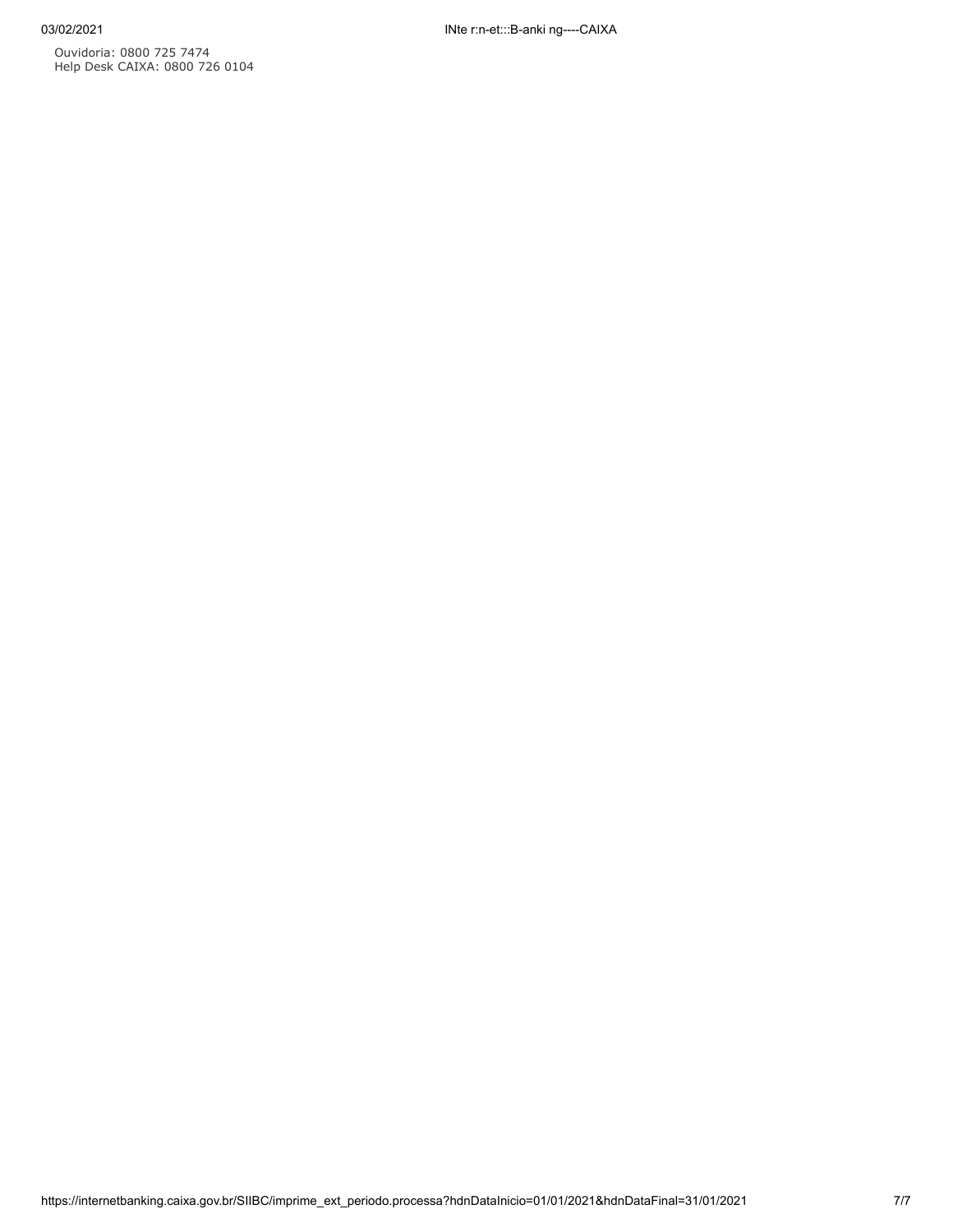Ouvidoria: 0800 725 7474
Help Desk CAIXA: 0800 726 0104